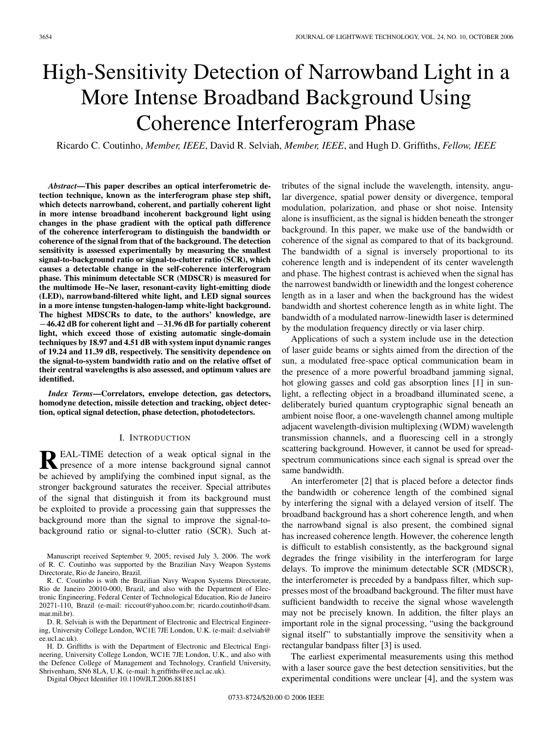# High-Sensitivity Detection of Narrowband Light in a More Intense Broadband Background Using Coherence Interferogram Phase

Ricardo C. Coutinho, *Member, IEEE*, David R. Selviah, *Member, IEEE*, and Hugh D. Griffiths, *Fellow, IEEE*

***Abstract*—This paper describes an optical interferometric detection technique, known as the interferogram phase step shift, which detects narrowband, coherent, and partially coherent light in more intense broadband incoherent background light using changes in the phase gradient with the optical path difference of the coherence interferogram to distinguish the bandwidth or coherence of the signal from that of the background. The detection sensitivity is assessed experimentally by measuring the smallest signal-to-background ratio or signal-to-clutter ratio (SCR), which causes a detectable change in the self-coherence interferogram phase. This minimum detectable SCR (MDSCR) is measured for the multimode He–Ne laser, resonant-cavity light-emitting diode (LED), narrowband-filtered white light, and LED signal sources in a more intense tungsten-halogen-lamp white-light background. The highest MDSCRs to date, to the authors' knowledge, are −46.42 dB for coherent light and −31.96 dB for partially coherent light, which exceed those of existing automatic single-domain techniques by 18.97 and 4.51 dB with system input dynamic ranges of 19.24 and 11.39 dB, respectively. The sensitivity dependence on the signal-to-system bandwidth ratio and on the relative offset of their central wavelengths is also assessed, and optimum values are identified.**

***Index Terms*—Correlators, envelope detection, gas detectors, homodyne detection, missile detection and tracking, object detection, optical signal detection, phase detection, photodetectors.**

## I. Introduction

Real-time detection of a weak optical signal in the presence of a more intense background signal cannot be achieved by amplifying the combined input signal, as the stronger background saturates the receiver. Special attributes of the signal that distinguish it from its background must be exploited to provide a processing gain that suppresses the background more than the signal to improve the signal-to-background ratio or signal-to-clutter ratio (SCR). Such attributes of the signal include the wavelength, intensity, angular divergence, spatial power density or divergence, temporal modulation, polarization, and phase or shot noise. Intensity alone is insufficient, as the signal is hidden beneath the stronger background. In this paper, we make use of the bandwidth or coherence of the signal as compared to that of its background. The bandwidth of a signal is inversely proportional to its coherence length and is independent of its center wavelength and phase. The highest contrast is achieved when the signal has the narrowest bandwidth or linewidth and the longest coherence length as in a laser and when the background has the widest bandwidth and shortest coherence length as in white light. The bandwidth of a modulated narrow-linewidth laser is determined by the modulation frequency directly or via laser chirp.

Applications of such a system include use in the detection of laser guide beams or sights aimed from the direction of the sun, a modulated free-space optical communication beam in the presence of a more powerful broadband jamming signal, hot glowing gasses and cold gas absorption lines [1] in sunlight, a reflecting object in a broadband illuminated scene, a deliberately buried quantum cryptographic signal beneath an ambient noise floor, a one-wavelength channel among multiple adjacent wavelength-division multiplexing (WDM) wavelength transmission channels, and a fluorescing cell in a strongly scattering background. However, it cannot be used for spread-spectrum communications since each signal is spread over the same bandwidth.

An interferometer [2] that is placed before a detector finds the bandwidth or coherence length of the combined signal by interfering the signal with a delayed version of itself. The broadband background has a short coherence length, and when the narrowband signal is also present, the combined signal has increased coherence length. However, the coherence length is difficult to establish consistently, as the background signal degrades the fringe visibility in the interferogram for large delays. To improve the minimum detectable SCR (MDSCR), the interferometer is preceded by a bandpass filter, which suppresses most of the broadband background. The filter must have sufficient bandwidth to receive the signal whose wavelength may not be precisely known. In addition, the filter plays an important role in the signal processing, "using the background signal itself" to substantially improve the sensitivity when a rectangular bandpass filter [3] is used.

The earliest experimental measurements using this method with a laser source gave the best detection sensitivities, but the experimental conditions were unclear [4], and the system was

---

Manuscript received September 9, 2005; revised July 3, 2006. The work of R. C. Coutinho was supported by the Brazilian Navy Weapon Systems Directorate, Rio de Janeiro, Brazil.

R. C. Coutinho is with the Brazilian Navy Weapon Systems Directorate, Rio de Janeiro 20010-000, Brazil, and also with the Department of Electronic Engineering, Federal Center of Technological Education, Rio de Janeiro 20271-110, Brazil (e-mail: riccout@yahoo.com.br; ricardo.coutinho@dsam.mar.mil.br).

D. R. Selviah is with the Department of Electronic and Electrical Engineering, University College London, WC1E 7JE London, U.K. (e-mail: d.selviah@ee.ucl.ac.uk).

H. D. Griffiths is with the Department of Electronic and Electrical Engineering, University College London, WC1E 7JE London, U.K., and also with the Defence College of Management and Technology, Cranfield University, Shrivenham, SN6 8LA, U.K. (e-mail: h.griffiths@ee.ucl.ac.uk).

Digital Object Identifier 10.1109/JLT.2006.881851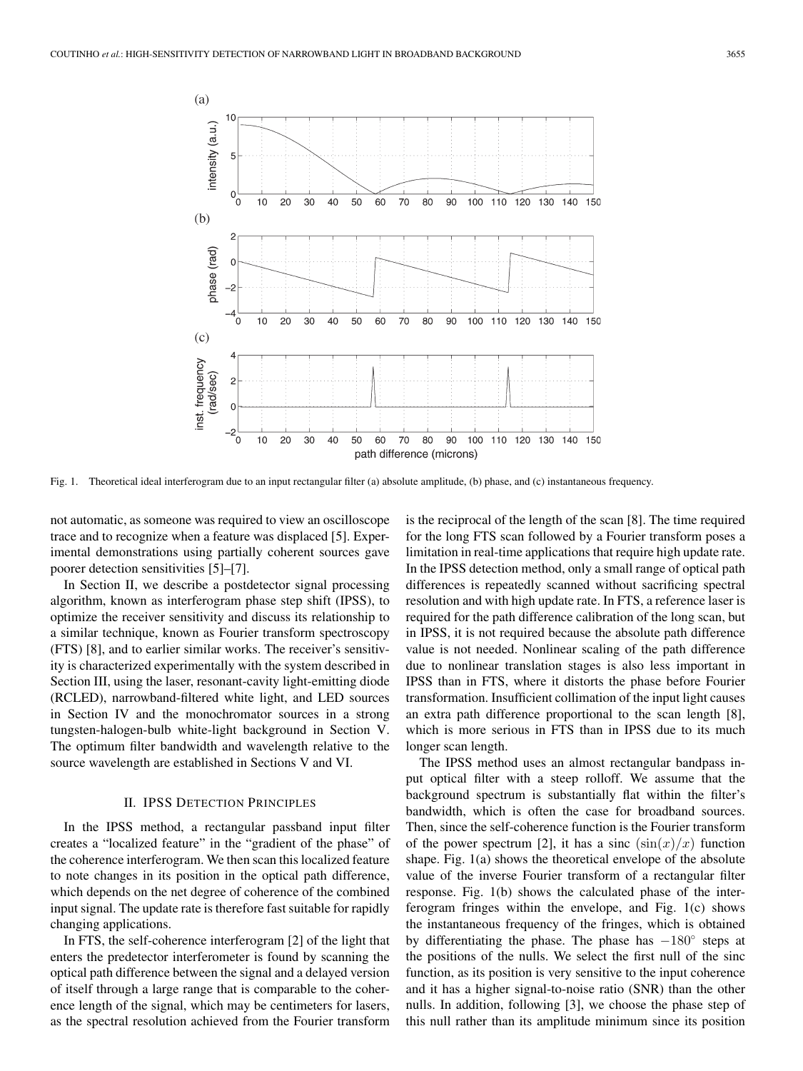Fig. 1. Theoretical ideal interferogram due to an input rectangular filter (a) absolute amplitude, (b) phase, and (c) instantaneous frequency.

not automatic, as someone was required to view an oscilloscope trace and to recognize when a feature was displaced [5]. Experimental demonstrations using partially coherent sources gave poorer detection sensitivities [5]–[7].

In Section II, we describe a postdetector signal processing algorithm, known as interferogram phase step shift (IPSS), to optimize the receiver sensitivity and discuss its relationship to a similar technique, known as Fourier transform spectroscopy (FTS) [8], and to earlier similar works. The receiver's sensitivity is characterized experimentally with the system described in Section III, using the laser, resonant-cavity light-emitting diode (RCLED), narrowband-filtered white light, and LED sources in Section IV and the monochromator sources in a strong tungsten-halogen-bulb white-light background in Section V. The optimum filter bandwidth and wavelength relative to the source wavelength are established in Sections V and VI.

## II. IPSS Detection Principles

In the IPSS method, a rectangular passband input filter creates a "localized feature" in the "gradient of the phase" of the coherence interferogram. We then scan this localized feature to note changes in its position in the optical path difference, which depends on the net degree of coherence of the combined input signal. The update rate is therefore fast suitable for rapidly changing applications.

In FTS, the self-coherence interferogram [2] of the light that enters the predetector interferometer is found by scanning the optical path difference between the signal and a delayed version of itself through a large range that is comparable to the coherence length of the signal, which may be centimeters for lasers, as the spectral resolution achieved from the Fourier transform is the reciprocal of the length of the scan [8]. The time required for the long FTS scan followed by a Fourier transform poses a limitation in real-time applications that require high update rate. In the IPSS detection method, only a small range of optical path differences is repeatedly scanned without sacrificing spectral resolution and with high update rate. In FTS, a reference laser is required for the path difference calibration of the long scan, but in IPSS, it is not required because the absolute path difference value is not needed. Nonlinear scaling of the path difference due to nonlinear translation stages is also less important in IPSS than in FTS, where it distorts the phase before Fourier transformation. Insufficient collimation of the input light causes an extra path difference proportional to the scan length [8], which is more serious in FTS than in IPSS due to its much longer scan length.

The IPSS method uses an almost rectangular bandpass input optical filter with a steep rolloff. We assume that the background spectrum is substantially flat within the filter's bandwidth, which is often the case for broadband sources. Then, since the self-coherence function is the Fourier transform of the power spectrum [2], it has a sinc $(\sin(x)/x)$ function shape. Fig. 1(a) shows the theoretical envelope of the absolute value of the inverse Fourier transform of a rectangular filter response. Fig. 1(b) shows the calculated phase of the interferogram fringes within the envelope, and Fig. 1(c) shows the instantaneous frequency of the fringes, which is obtained by differentiating the phase. The phase has $-180^{\circ}$ steps at the positions of the nulls. We select the first null of the sinc function, as its position is very sensitive to the input coherence and it has a higher signal-to-noise ratio (SNR) than the other nulls. In addition, following [3], we choose the phase step of this null rather than its amplitude minimum since its position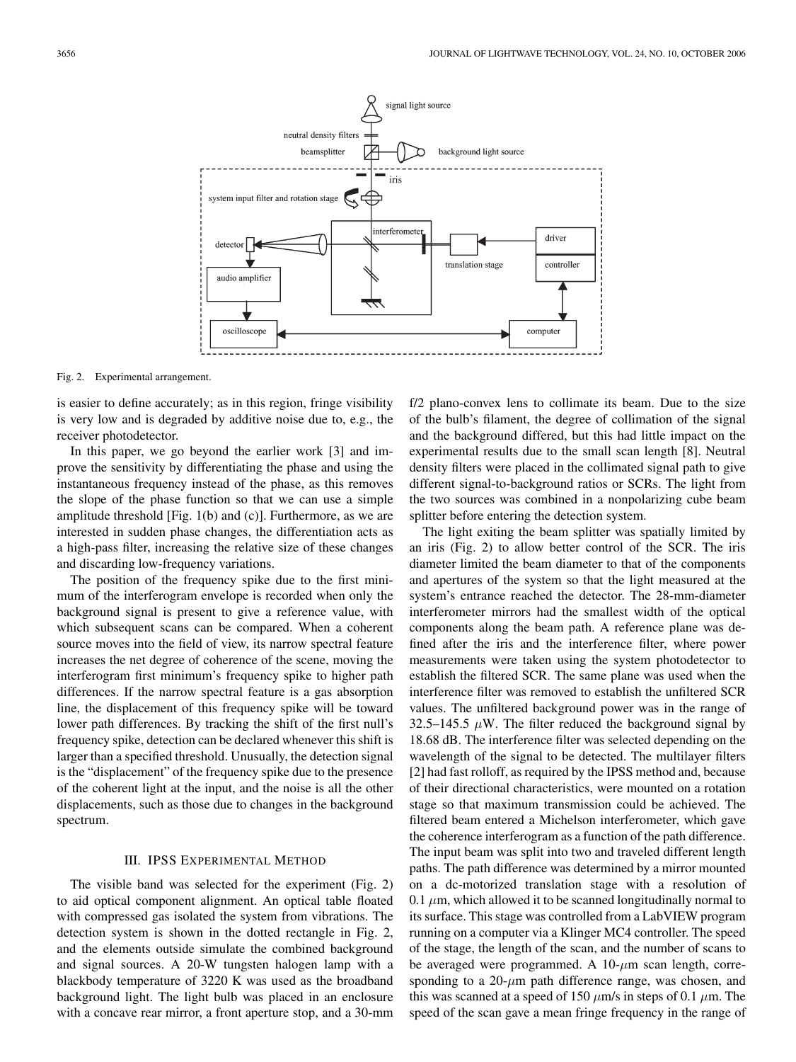Fig. 2. Experimental arrangement.

is easier to define accurately; as in this region, fringe visibility is very low and is degraded by additive noise due to, e.g., the receiver photodetector.

In this paper, we go beyond the earlier work [3] and improve the sensitivity by differentiating the phase and using the instantaneous frequency instead of the phase, as this removes the slope of the phase function so that we can use a simple amplitude threshold [Fig. 1(b) and (c)]. Furthermore, as we are interested in sudden phase changes, the differentiation acts as a high-pass filter, increasing the relative size of these changes and discarding low-frequency variations.

The position of the frequency spike due to the first minimum of the interferogram envelope is recorded when only the background signal is present to give a reference value, with which subsequent scans can be compared. When a coherent source moves into the field of view, its narrow spectral feature increases the net degree of coherence of the scene, moving the interferogram first minimum's frequency spike to higher path differences. If the narrow spectral feature is a gas absorption line, the displacement of this frequency spike will be toward lower path differences. By tracking the shift of the first null's frequency spike, detection can be declared whenever this shift is larger than a specified threshold. Unusually, the detection signal is the "displacement" of the frequency spike due to the presence of the coherent light at the input, and the noise is all the other displacements, such as those due to changes in the background spectrum.

## III. IPSS Experimental Method

The visible band was selected for the experiment (Fig. 2) to aid optical component alignment. An optical table floated with compressed gas isolated the system from vibrations. The detection system is shown in the dotted rectangle in Fig. 2, and the elements outside simulate the combined background and signal sources. A 20-W tungsten halogen lamp with a blackbody temperature of 3220 K was used as the broadband background light. The light bulb was placed in an enclosure with a concave rear mirror, a front aperture stop, and a 30-mm f/2 plano-convex lens to collimate its beam. Due to the size of the bulb's filament, the degree of collimation of the signal and the background differed, but this had little impact on the experimental results due to the small scan length [8]. Neutral density filters were placed in the collimated signal path to give different signal-to-background ratios or SCRs. The light from the two sources was combined in a nonpolarizing cube beam splitter before entering the detection system.

The light exiting the beam splitter was spatially limited by an iris (Fig. 2) to allow better control of the SCR. The iris diameter limited the beam diameter to that of the components and apertures of the system so that the light measured at the system's entrance reached the detector. The 28-mm-diameter interferometer mirrors had the smallest width of the optical components along the beam path. A reference plane was defined after the iris and the interference filter, where power measurements were taken using the system photodetector to establish the filtered SCR. The same plane was used when the interference filter was removed to establish the unfiltered SCR values. The unfiltered background power was in the range of 32.5–145.5 $\mu$W. The filter reduced the background signal by 18.68 dB. The interference filter was selected depending on the wavelength of the signal to be detected. The multilayer filters [2] had fast rolloff, as required by the IPSS method and, because of their directional characteristics, were mounted on a rotation stage so that maximum transmission could be achieved. The filtered beam entered a Michelson interferometer, which gave the coherence interferogram as a function of the path difference. The input beam was split into two and traveled different length paths. The path difference was determined by a mirror mounted on a dc-motorized translation stage with a resolution of 0.1 $\mu$m, which allowed it to be scanned longitudinally normal to its surface. This stage was controlled from a LabVIEW program running on a computer via a Klinger MC4 controller. The speed of the stage, the length of the scan, and the number of scans to be averaged were programmed. A 10-$\mu$m scan length, corresponding to a 20-$\mu$m path difference range, was chosen, and this was scanned at a speed of 150 $\mu$m/s in steps of 0.1 $\mu$m. The speed of the scan gave a mean fringe frequency in the range of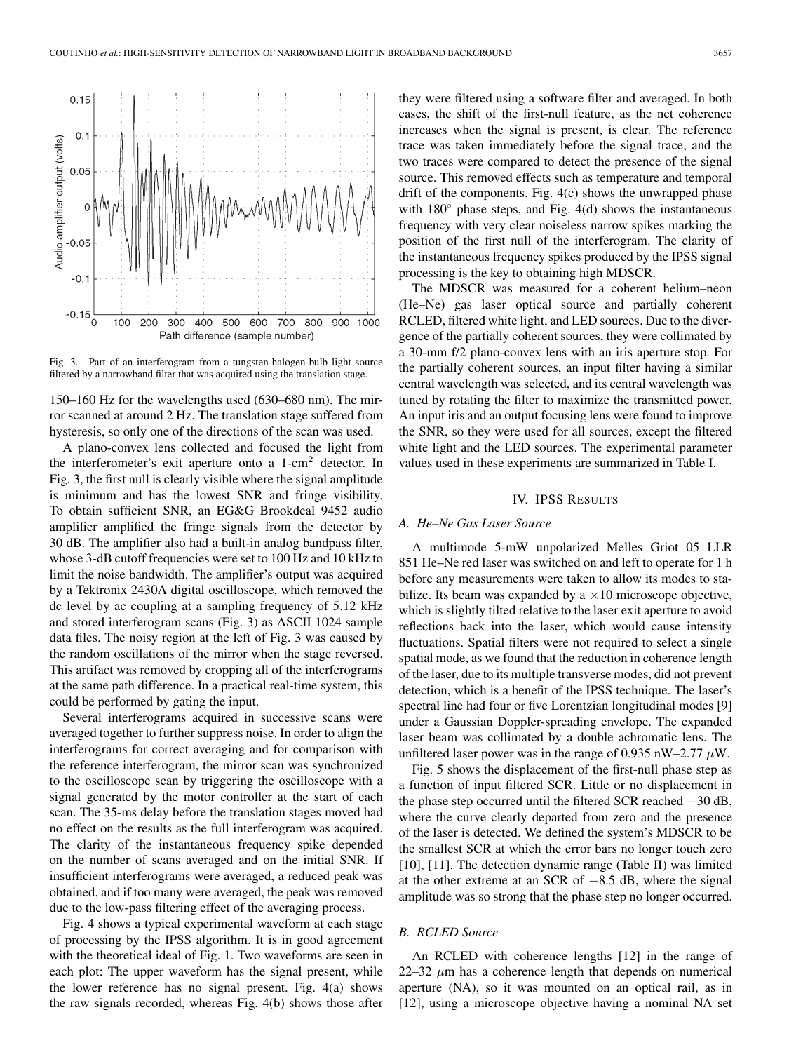Fig. 3. Part of an interferogram from a tungsten-halogen-bulb light source filtered by a narrowband filter that was acquired using the translation stage.

150–160 Hz for the wavelengths used (630–680 nm). The mirror scanned at around 2 Hz. The translation stage suffered from hysteresis, so only one of the directions of the scan was used.

A plano-convex lens collected and focused the light from the interferometer's exit aperture onto a 1-cm$^2$ detector. In Fig. 3, the first null is clearly visible where the signal amplitude is minimum and has the lowest SNR and fringe visibility. To obtain sufficient SNR, an EG&G Brookdeal 9452 audio amplifier amplified the fringe signals from the detector by 30 dB. The amplifier also had a built-in analog bandpass filter, whose 3-dB cutoff frequencies were set to 100 Hz and 10 kHz to limit the noise bandwidth. The amplifier's output was acquired by a Tektronix 2430A digital oscilloscope, which removed the dc level by ac coupling at a sampling frequency of 5.12 kHz and stored interferogram scans (Fig. 3) as ASCII 1024 sample data files. The noisy region at the left of Fig. 3 was caused by the random oscillations of the mirror when the stage reversed. This artifact was removed by cropping all of the interferograms at the same path difference. In a practical real-time system, this could be performed by gating the input.

Several interferograms acquired in successive scans were averaged together to further suppress noise. In order to align the interferograms for correct averaging and for comparison with the reference interferogram, the mirror scan was synchronized to the oscilloscope scan by triggering the oscilloscope with a signal generated by the motor controller at the start of each scan. The 35-ms delay before the translation stages moved had no effect on the results as the full interferogram was acquired. The clarity of the instantaneous frequency spike depended on the number of scans averaged and on the initial SNR. If insufficient interferograms were averaged, a reduced peak was obtained, and if too many were averaged, the peak was removed due to the low-pass filtering effect of the averaging process.

Fig. 4 shows a typical experimental waveform at each stage of processing by the IPSS algorithm. It is in good agreement with the theoretical ideal of Fig. 1. Two waveforms are seen in each plot: The upper waveform has the signal present, while the lower reference has no signal present. Fig. 4(a) shows the raw signals recorded, whereas Fig. 4(b) shows those after they were filtered using a software filter and averaged. In both cases, the shift of the first-null feature, as the net coherence increases when the signal is present, is clear. The reference trace was taken immediately before the signal trace, and the two traces were compared to detect the presence of the signal source. This removed effects such as temperature and temporal drift of the components. Fig. 4(c) shows the unwrapped phase with 180° phase steps, and Fig. 4(d) shows the instantaneous frequency with very clear noiseless narrow spikes marking the position of the first null of the interferogram. The clarity of the instantaneous frequency spikes produced by the IPSS signal processing is the key to obtaining high MDSCR.

The MDSCR was measured for a coherent helium–neon (He–Ne) gas laser optical source and partially coherent RCLED, filtered white light, and LED sources. Due to the divergence of the partially coherent sources, they were collimated by a 30-mm f/2 plano-convex lens with an iris aperture stop. For the partially coherent sources, an input filter having a similar central wavelength was selected, and its central wavelength was tuned by rotating the filter to maximize the transmitted power. An input iris and an output focusing lens were found to improve the SNR, so they were used for all sources, except the filtered white light and the LED sources. The experimental parameter values used in these experiments are summarized in Table I.

## IV. IPSS Results

### A. He–Ne Gas Laser Source

A multimode 5-mW unpolarized Melles Griot 05 LLR 851 He–Ne red laser was switched on and left to operate for 1 h before any measurements were taken to allow its modes to stabilize. Its beam was expanded by a ×10 microscope objective, which is slightly tilted relative to the laser exit aperture to avoid reflections back into the laser, which would cause intensity fluctuations. Spatial filters were not required to select a single spatial mode, as we found that the reduction in coherence length of the laser, due to its multiple transverse modes, did not prevent detection, which is a benefit of the IPSS technique. The laser's spectral line had four or five Lorentzian longitudinal modes [9] under a Gaussian Doppler-spreading envelope. The expanded laser beam was collimated by a double achromatic lens. The unfiltered laser power was in the range of 0.935 nW–2.77 $\mu$W.

Fig. 5 shows the displacement of the first-null phase step as a function of input filtered SCR. Little or no displacement in the phase step occurred until the filtered SCR reached −30 dB, where the curve clearly departed from zero and the presence of the laser is detected. We defined the system's MDSCR to be the smallest SCR at which the error bars no longer touch zero [10], [11]. The detection dynamic range (Table II) was limited at the other extreme at an SCR of −8.5 dB, where the signal amplitude was so strong that the phase step no longer occurred.

### B. RCLED Source

An RCLED with coherence lengths [12] in the range of 22–32 $\mu$m has a coherence length that depends on numerical aperture (NA), so it was mounted on an optical rail, as in [12], using a microscope objective having a nominal NA set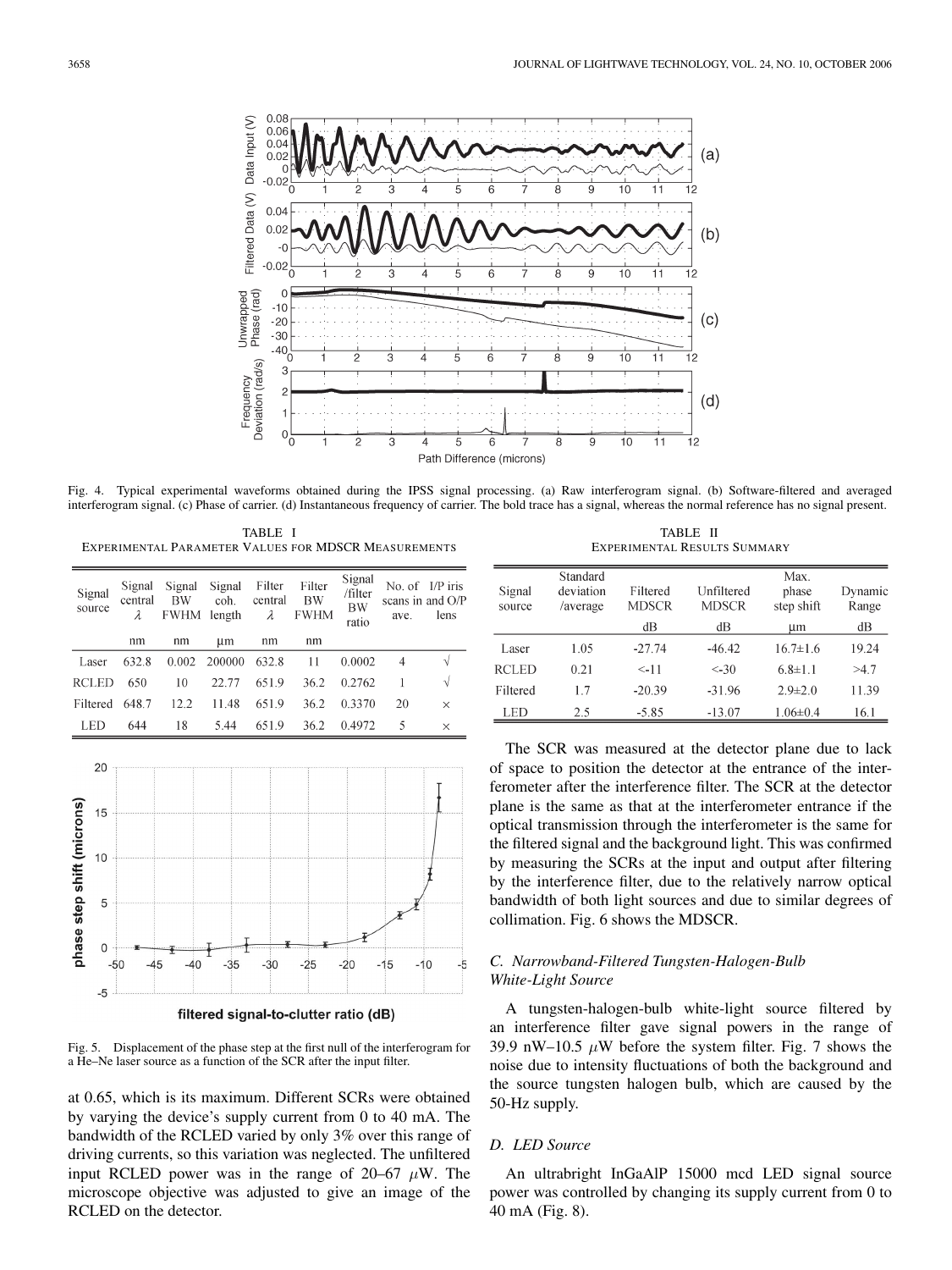Fig. 4. Typical experimental waveforms obtained during the IPSS signal processing. (a) Raw interferogram signal. (b) Software-filtered and averaged interferogram signal. (c) Phase of carrier. (d) Instantaneous frequency of carrier. The bold trace has a signal, whereas the normal reference has no signal present.

TABLE I
EXPERIMENTAL PARAMETER VALUES FOR MDSCR MEASUREMENTS

| Signal source | Signal central $\lambda$ | Signal BW FWHM | Signal coh. length | Filter central $\lambda$ | Filter BW FWHM | Signal /filter BW ratio | No. of scans in ave. | I/P iris and O/P lens |
|---|---|---|---|---|---|---|---|---|
| | nm | nm | μm | nm | nm | | | |
| Laser | 632.8 | 0.002 | 200000 | 632.8 | 11 | 0.0002 | 4 | √ |
| RCLED | 650 | 10 | 22.77 | 651.9 | 36.2 | 0.2762 | 1 | √ |
| Filtered | 648.7 | 12.2 | 11.48 | 651.9 | 36.2 | 0.3370 | 20 | × |
| LED | 644 | 18 | 5.44 | 651.9 | 36.2 | 0.4972 | 5 | × |

TABLE II
EXPERIMENTAL RESULTS SUMMARY

| Signal source | Standard deviation /average | Filtered MDSCR | Unfiltered MDSCR | Max. phase step shift | Dynamic Range |
|---|---|---|---|---|---|
| | | dB | dB | μm | dB |
| Laser | 1.05 | -27.74 | -46.42 | 16.7±1.6 | 19.24 |
| RCLED | 0.21 | <-11 | <-30 | 6.8±1.1 | >4.7 |
| Filtered | 1.7 | -20.39 | -31.96 | 2.9±2.0 | 11.39 |
| LED | 2.5 | -5.85 | -13.07 | 1.06±0.4 | 16.1 |

Fig. 5. Displacement of the phase step at the first null of the interferogram for a He–Ne laser source as a function of the SCR after the input filter.

at 0.65, which is its maximum. Different SCRs were obtained by varying the device's supply current from 0 to 40 mA. The bandwidth of the RCLED varied by only 3% over this range of driving currents, so this variation was neglected. The unfiltered input RCLED power was in the range of 20–67 $\mu$W. The microscope objective was adjusted to give an image of the RCLED on the detector.

The SCR was measured at the detector plane due to lack of space to position the detector at the entrance of the interferometer after the interference filter. The SCR at the detector plane is the same as that at the interferometer entrance if the optical transmission through the interferometer is the same for the filtered signal and the background light. This was confirmed by measuring the SCRs at the input and output after filtering by the interference filter, due to the relatively narrow optical bandwidth of both light sources and due to similar degrees of collimation. Fig. 6 shows the MDSCR.

### *C. Narrowband-Filtered Tungsten-Halogen-Bulb White-Light Source*

A tungsten-halogen-bulb white-light source filtered by an interference filter gave signal powers in the range of 39.9 nW–10.5 $\mu$W before the system filter. Fig. 7 shows the noise due to intensity fluctuations of both the background and the source tungsten halogen bulb, which are caused by the 50-Hz supply.

### *D. LED Source*

An ultrabright InGaAlP 15000 mcd LED signal source power was controlled by changing its supply current from 0 to 40 mA (Fig. 8).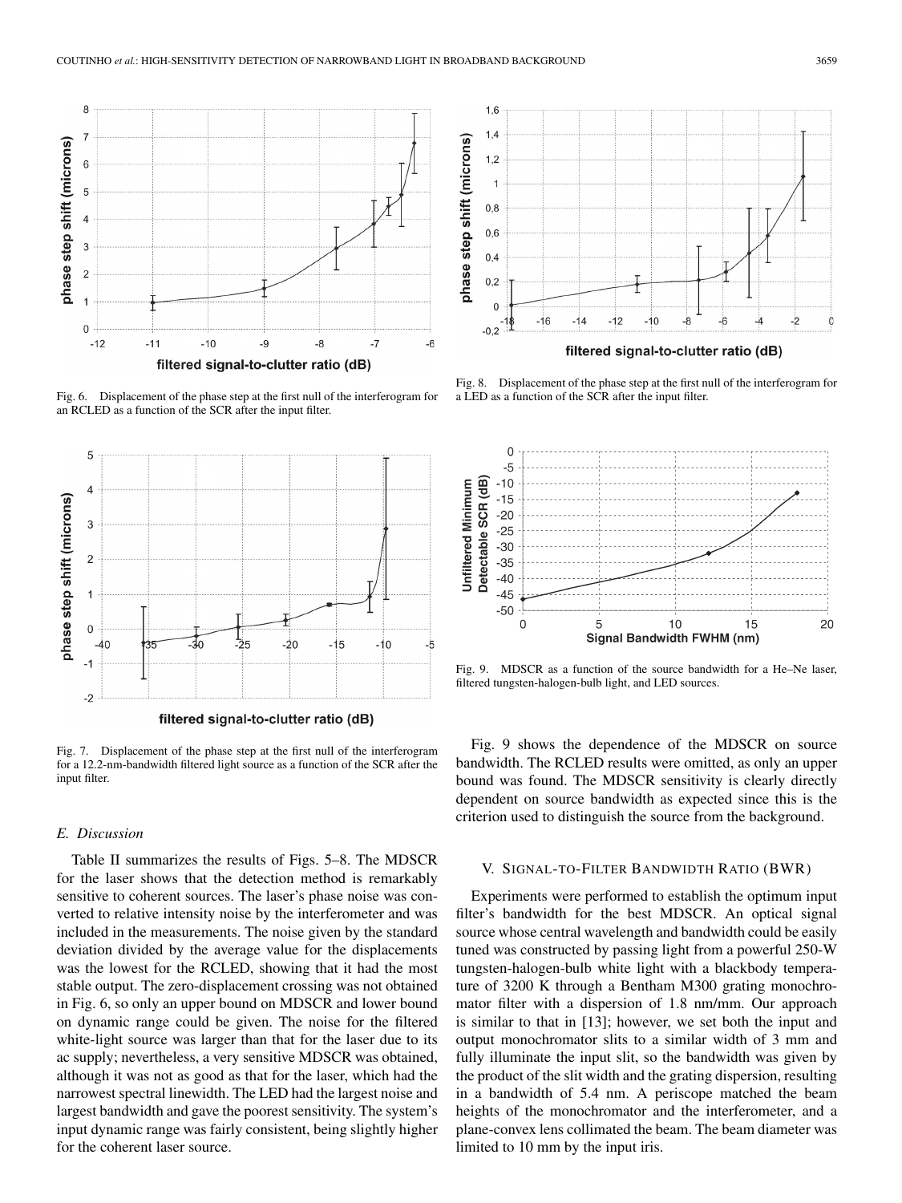Fig. 6. Displacement of the phase step at the first null of the interferogram for an RCLED as a function of the SCR after the input filter.

Fig. 7. Displacement of the phase step at the first null of the interferogram for a 12.2-nm-bandwidth filtered light source as a function of the SCR after the input filter.

Fig. 8. Displacement of the phase step at the first null of the interferogram for a LED as a function of the SCR after the input filter.

Fig. 9. MDSCR as a function of the source bandwidth for a He–Ne laser, filtered tungsten-halogen-bulb light, and LED sources.

### E. Discussion

Table II summarizes the results of Figs. 5–8. The MDSCR for the laser shows that the detection method is remarkably sensitive to coherent sources. The laser's phase noise was converted to relative intensity noise by the interferometer and was included in the measurements. The noise given by the standard deviation divided by the average value for the displacements was the lowest for the RCLED, showing that it had the most stable output. The zero-displacement crossing was not obtained in Fig. 6, so only an upper bound on MDSCR and lower bound on dynamic range could be given. The noise for the filtered white-light source was larger than that for the laser due to its ac supply; nevertheless, a very sensitive MDSCR was obtained, although it was not as good as that for the laser, which had the narrowest spectral linewidth. The LED had the largest noise and largest bandwidth and gave the poorest sensitivity. The system's input dynamic range was fairly consistent, being slightly higher for the coherent laser source.

Fig. 9 shows the dependence of the MDSCR on source bandwidth. The RCLED results were omitted, as only an upper bound was found. The MDSCR sensitivity is clearly directly dependent on source bandwidth as expected since this is the criterion used to distinguish the source from the background.

## V. Signal-to-Filter Bandwidth Ratio (BWR)

Experiments were performed to establish the optimum input filter's bandwidth for the best MDSCR. An optical signal source whose central wavelength and bandwidth could be easily tuned was constructed by passing light from a powerful 250-W tungsten-halogen-bulb white light with a blackbody temperature of 3200 K through a Bentham M300 grating monochromator filter with a dispersion of 1.8 nm/mm. Our approach is similar to that in [13]; however, we set both the input and output monochromator slits to a similar width of 3 mm and fully illuminate the input slit, so the bandwidth was given by the product of the slit width and the grating dispersion, resulting in a bandwidth of 5.4 nm. A periscope matched the beam heights of the monochromator and the interferometer, and a plane-convex lens collimated the beam. The beam diameter was limited to 10 mm by the input iris.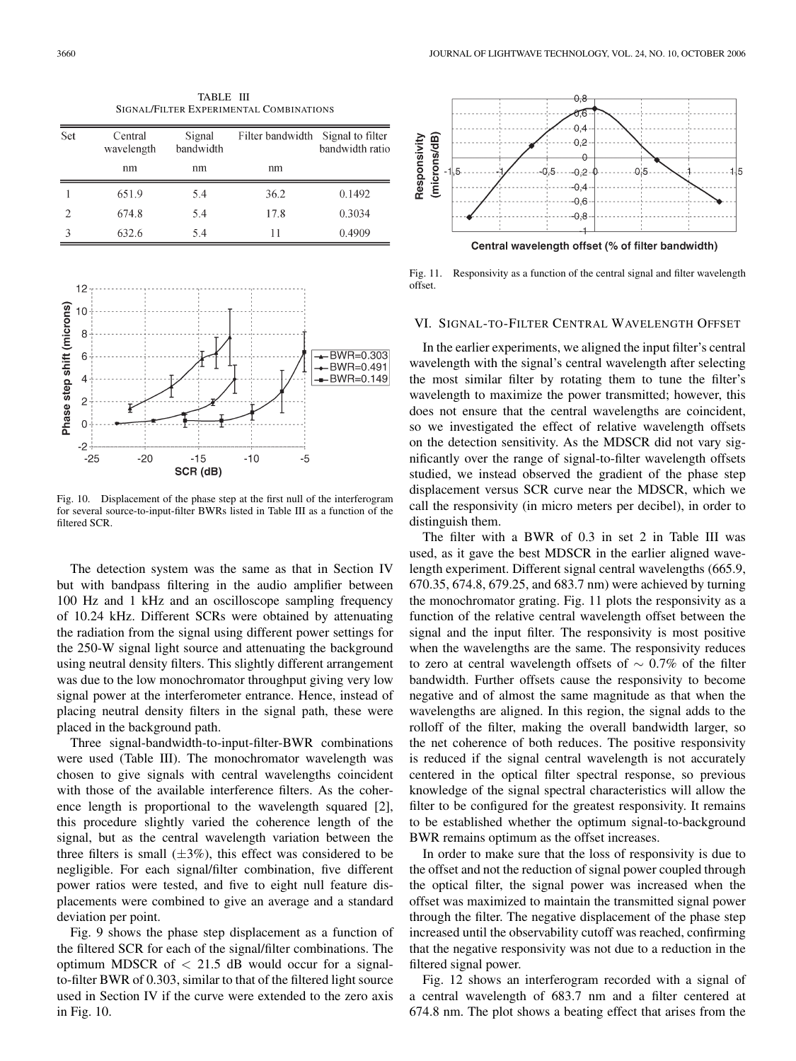TABLE III
SIGNAL/FILTER EXPERIMENTAL COMBINATIONS

| Set | Central wavelength | Signal bandwidth | Filter bandwidth | Signal to filter bandwidth ratio |
|---|---|---|---|---|
| | nm | nm | nm | |
| 1 | 651.9 | 5.4 | 36.2 | 0.1492 |
| 2 | 674.8 | 5.4 | 17.8 | 0.3034 |
| 3 | 632.6 | 5.4 | 11 | 0.4909 |

Fig. 10. Displacement of the phase step at the first null of the interferogram for several source-to-input-filter BWRs listed in Table III as a function of the filtered SCR.

The detection system was the same as that in Section IV but with bandpass filtering in the audio amplifier between 100 Hz and 1 kHz and an oscilloscope sampling frequency of 10.24 kHz. Different SCRs were obtained by attenuating the radiation from the signal using different power settings for the 250-W signal light source and attenuating the background using neutral density filters. This slightly different arrangement was due to the low monochromator throughput giving very low signal power at the interferometer entrance. Hence, instead of placing neutral density filters in the signal path, these were placed in the background path.

Three signal-bandwidth-to-input-filter-BWR combinations were used (Table III). The monochromator wavelength was chosen to give signals with central wavelengths coincident with those of the available interference filters. As the coherence length is proportional to the wavelength squared [2], this procedure slightly varied the coherence length of the signal, but as the central wavelength variation between the three filters is small ($\pm 3\%$), this effect was considered to be negligible. For each signal/filter combination, five different power ratios were tested, and five to eight null feature displacements were combined to give an average and a standard deviation per point.

Fig. 9 shows the phase step displacement as a function of the filtered SCR for each of the signal/filter combinations. The optimum MDSCR of $< 21.5$ dB would occur for a signal-to-filter BWR of 0.303, similar to that of the filtered light source used in Section IV if the curve were extended to the zero axis in Fig. 10.

Fig. 11. Responsivity as a function of the central signal and filter wavelength offset.

## VI. Signal-to-Filter Central Wavelength Offset

In the earlier experiments, we aligned the input filter's central wavelength with the signal's central wavelength after selecting the most similar filter by rotating them to tune the filter's wavelength to maximize the power transmitted; however, this does not ensure that the central wavelengths are coincident, so we investigated the effect of relative wavelength offsets on the detection sensitivity. As the MDSCR did not vary significantly over the range of signal-to-filter wavelength offsets studied, we instead observed the gradient of the phase step displacement versus SCR curve near the MDSCR, which we call the responsivity (in micro meters per decibel), in order to distinguish them.

The filter with a BWR of 0.3 in set 2 in Table III was used, as it gave the best MDSCR in the earlier aligned wavelength experiment. Different signal central wavelengths (665.9, 670.35, 674.8, 679.25, and 683.7 nm) were achieved by turning the monochromator grating. Fig. 11 plots the responsivity as a function of the relative central wavelength offset between the signal and the input filter. The responsivity is most positive when the wavelengths are the same. The responsivity reduces to zero at central wavelength offsets of $\sim 0.7\%$ of the filter bandwidth. Further offsets cause the responsivity to become negative and of almost the same magnitude as that when the wavelengths are aligned. In this region, the signal adds to the rolloff of the filter, making the overall bandwidth larger, so the net coherence of both reduces. The positive responsivity is reduced if the signal central wavelength is not accurately centered in the optical filter spectral response, so previous knowledge of the signal spectral characteristics will allow the filter to be configured for the greatest responsivity. It remains to be established whether the optimum signal-to-background BWR remains optimum as the offset increases.

In order to make sure that the loss of responsivity is due to the offset and not the reduction of signal power coupled through the optical filter, the signal power was increased when the offset was maximized to maintain the transmitted signal power through the filter. The negative displacement of the phase step increased until the observability cutoff was reached, confirming that the negative responsivity was not due to a reduction in the filtered signal power.

Fig. 12 shows an interferogram recorded with a signal of a central wavelength of 683.7 nm and a filter centered at 674.8 nm. The plot shows a beating effect that arises from the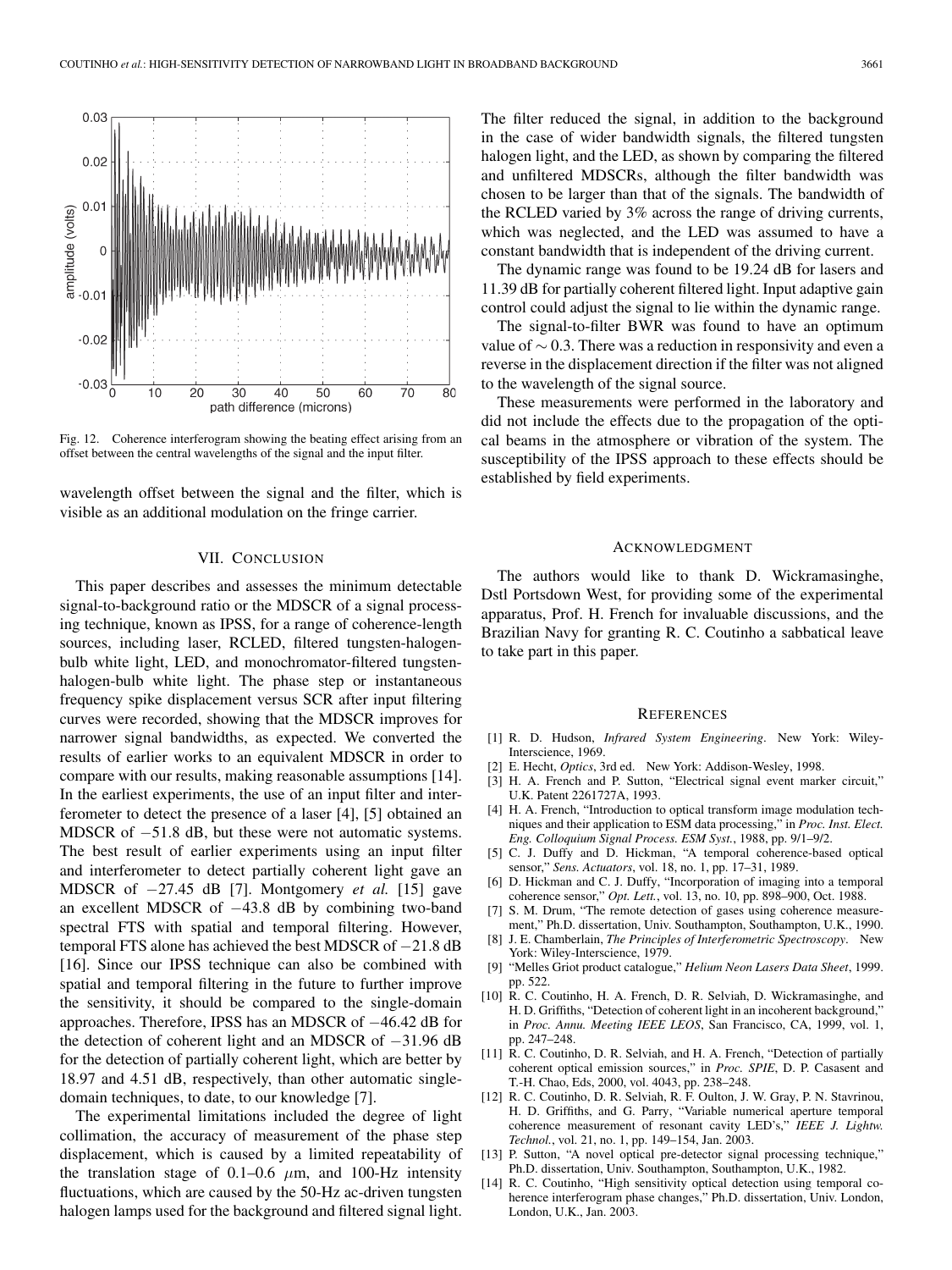Fig. 12. Coherence interferogram showing the beating effect arising from an offset between the central wavelengths of the signal and the input filter.

wavelength offset between the signal and the filter, which is visible as an additional modulation on the fringe carrier.

## VII. Conclusion

This paper describes and assesses the minimum detectable signal-to-background ratio or the MDSCR of a signal processing technique, known as IPSS, for a range of coherence-length sources, including laser, RCLED, filtered tungsten-halogen-bulb white light, LED, and monochromator-filtered tungsten-halogen-bulb white light. The phase step or instantaneous frequency spike displacement versus SCR after input filtering curves were recorded, showing that the MDSCR improves for narrower signal bandwidths, as expected. We converted the results of earlier works to an equivalent MDSCR in order to compare with our results, making reasonable assumptions [14]. In the earliest experiments, the use of an input filter and interferometer to detect the presence of a laser [4], [5] obtained an MDSCR of −51.8 dB, but these were not automatic systems. The best result of earlier experiments using an input filter and interferometer to detect partially coherent light gave an MDSCR of −27.45 dB [7]. Montgomery *et al.* [15] gave an excellent MDSCR of −43.8 dB by combining two-band spectral FTS with spatial and temporal filtering. However, temporal FTS alone has achieved the best MDSCR of −21.8 dB [16]. Since our IPSS technique can also be combined with spatial and temporal filtering in the future to further improve the sensitivity, it should be compared to the single-domain approaches. Therefore, IPSS has an MDSCR of −46.42 dB for the detection of coherent light and an MDSCR of −31.96 dB for the detection of partially coherent light, which are better by 18.97 and 4.51 dB, respectively, than other automatic single-domain techniques, to date, to our knowledge [7].

The experimental limitations included the degree of light collimation, the accuracy of measurement of the phase step displacement, which is caused by a limited repeatability of the translation stage of 0.1–0.6 $\mu$m, and 100-Hz intensity fluctuations, which are caused by the 50-Hz ac-driven tungsten halogen lamps used for the background and filtered signal light. The filter reduced the signal, in addition to the background in the case of wider bandwidth signals, the filtered tungsten halogen light, and the LED, as shown by comparing the filtered and unfiltered MDSCRs, although the filter bandwidth was chosen to be larger than that of the signals. The bandwidth of the RCLED varied by 3% across the range of driving currents, which was neglected, and the LED was assumed to have a constant bandwidth that is independent of the driving current.

The dynamic range was found to be 19.24 dB for lasers and 11.39 dB for partially coherent filtered light. Input adaptive gain control could adjust the signal to lie within the dynamic range.

The signal-to-filter BWR was found to have an optimum value of $\sim 0.3$. There was a reduction in responsivity and even a reverse in the displacement direction if the filter was not aligned to the wavelength of the signal source.

These measurements were performed in the laboratory and did not include the effects due to the propagation of the optical beams in the atmosphere or vibration of the system. The susceptibility of the IPSS approach to these effects should be established by field experiments.

## Acknowledgment

The authors would like to thank D. Wickramasinghe, Dstl Portsdown West, for providing some of the experimental apparatus, Prof. H. French for invaluable discussions, and the Brazilian Navy for granting R. C. Coutinho a sabbatical leave to take part in this paper.

## References

[1] R. D. Hudson, *Infrared System Engineering*. New York: Wiley-Interscience, 1969.

[2] E. Hecht, *Optics*, 3rd ed. New York: Addison-Wesley, 1998.

[3] H. A. French and P. Sutton, "Electrical signal event marker circuit," U.K. Patent 2261727A, 1993.

[4] H. A. French, "Introduction to optical transform image modulation techniques and their application to ESM data processing," in *Proc. Inst. Elect. Eng. Colloquium Signal Process. ESM Syst.*, 1988, pp. 9/1–9/2.

[5] C. J. Duffy and D. Hickman, "A temporal coherence-based optical sensor," *Sens. Actuators*, vol. 18, no. 1, pp. 17–31, 1989.

[6] D. Hickman and C. J. Duffy, "Incorporation of imaging into a temporal coherence sensor," *Opt. Lett.*, vol. 13, no. 10, pp. 898–900, Oct. 1988.

[7] S. M. Drum, "The remote detection of gases using coherence measurement," Ph.D. dissertation, Univ. Southampton, Southampton, U.K., 1990.

[8] J. E. Chamberlain, *The Principles of Interferometric Spectroscopy*. New York: Wiley-Interscience, 1979.

[9] "Melles Griot product catalogue," *Helium Neon Lasers Data Sheet*, 1999. pp. 522.

[10] R. C. Coutinho, H. A. French, D. R. Selviah, D. Wickramasinghe, and H. D. Griffiths, "Detection of coherent light in an incoherent background," in *Proc. Annu. Meeting IEEE LEOS*, San Francisco, CA, 1999, vol. 1, pp. 247–248.

[11] R. C. Coutinho, D. R. Selviah, and H. A. French, "Detection of partially coherent optical emission sources," in *Proc. SPIE*, D. P. Casasent and T.-H. Chao, Eds, 2000, vol. 4043, pp. 238–248.

[12] R. C. Coutinho, D. R. Selviah, R. F. Oulton, J. W. Gray, P. N. Stavrinou, H. D. Griffiths, and G. Parry, "Variable numerical aperture temporal coherence measurement of resonant cavity LED's," *IEEE J. Lightw. Technol.*, vol. 21, no. 1, pp. 149–154, Jan. 2003.

[13] P. Sutton, "A novel optical pre-detector signal processing technique," Ph.D. dissertation, Univ. Southampton, Southampton, U.K., 1982.

[14] R. C. Coutinho, "High sensitivity optical detection using temporal coherence interferogram phase changes," Ph.D. dissertation, Univ. London, London, U.K., Jan. 2003.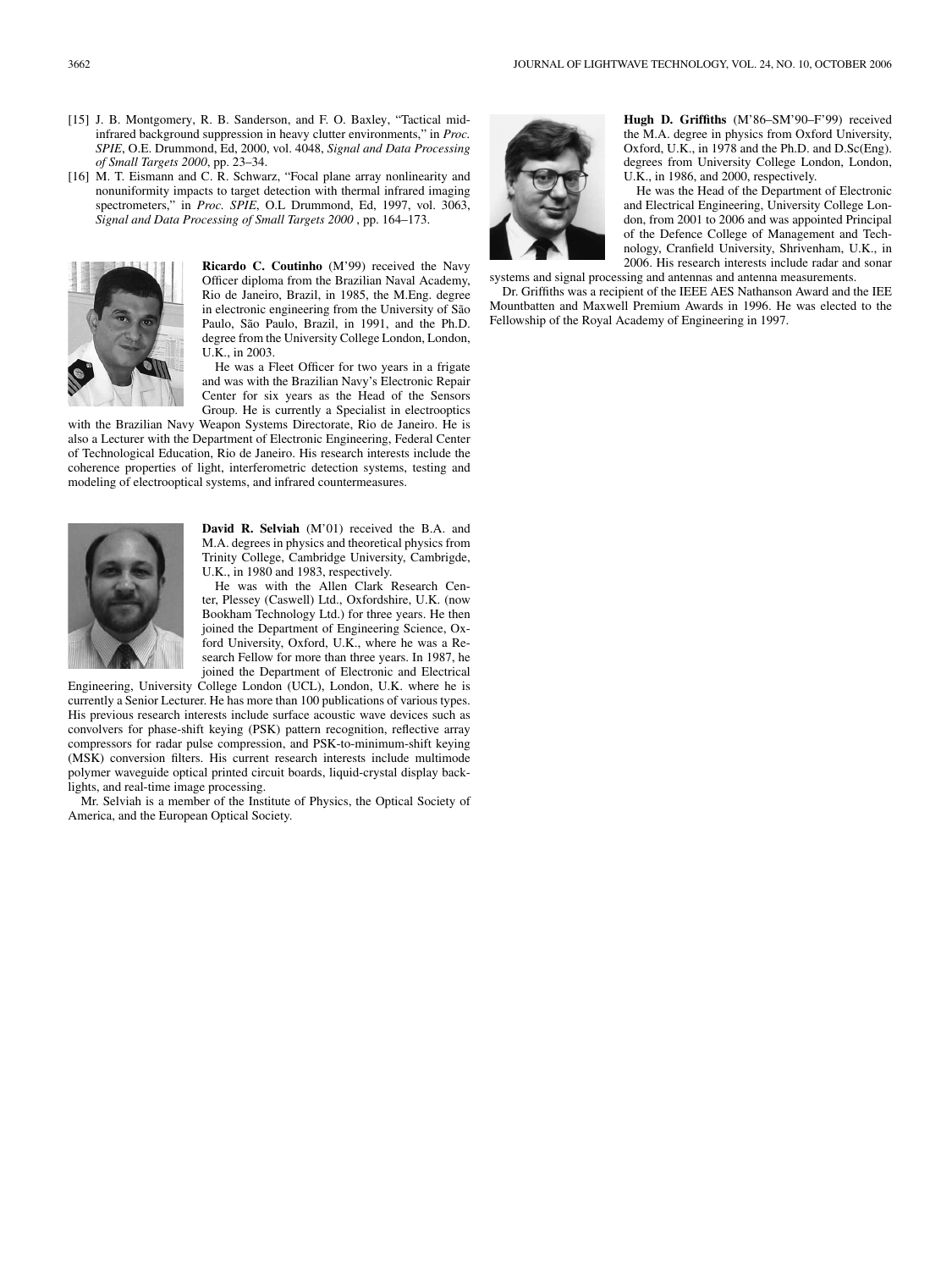[15] J. B. Montgomery, R. B. Sanderson, and F. O. Baxley, "Tactical mid-infrared background suppression in heavy clutter environments," in *Proc. SPIE*, O.E. Drummond, Ed, 2000, vol. 4048, *Signal and Data Processing of Small Targets 2000*, pp. 23–34.

[16] M. T. Eismann and C. R. Schwarz, "Focal plane array nonlinearity and nonuniformity impacts to target detection with thermal infrared imaging spectrometers," in *Proc. SPIE*, O.L Drummond, Ed, 1997, vol. 3063, *Signal and Data Processing of Small Targets 2000* , pp. 164–173.

**Ricardo C. Coutinho** (M'99) received the Navy Officer diploma from the Brazilian Naval Academy, Rio de Janeiro, Brazil, in 1985, the M.Eng. degree in electronic engineering from the University of São Paulo, São Paulo, Brazil, in 1991, and the Ph.D. degree from the University College London, London, U.K., in 2003.

He was a Fleet Officer for two years in a frigate and was with the Brazilian Navy's Electronic Repair Center for six years as the Head of the Sensors Group. He is currently a Specialist in electrooptics with the Brazilian Navy Weapon Systems Directorate, Rio de Janeiro. He is also a Lecturer with the Department of Electronic Engineering, Federal Center of Technological Education, Rio de Janeiro. His research interests include the coherence properties of light, interferometric detection systems, testing and modeling of electrooptical systems, and infrared countermeasures.

**David R. Selviah** (M'01) received the B.A. and M.A. degrees in physics and theoretical physics from Trinity College, Cambridge University, Cambrigde, U.K., in 1980 and 1983, respectively.

He was with the Allen Clark Research Center, Plessey (Caswell) Ltd., Oxfordshire, U.K. (now Bookham Technology Ltd.) for three years. He then joined the Department of Engineering Science, Oxford University, Oxford, U.K., where he was a Research Fellow for more than three years. In 1987, he joined the Department of Electronic and Electrical Engineering, University College London (UCL), London, U.K. where he is currently a Senior Lecturer. He has more than 100 publications of various types. His previous research interests include surface acoustic wave devices such as convolvers for phase-shift keying (PSK) pattern recognition, reflective array compressors for radar pulse compression, and PSK-to-minimum-shift keying (MSK) conversion filters. His current research interests include multimode polymer waveguide optical printed circuit boards, liquid-crystal display backlights, and real-time image processing.

Mr. Selviah is a member of the Institute of Physics, the Optical Society of America, and the European Optical Society.

**Hugh D. Griffiths** (M'86–SM'90–F'99) received the M.A. degree in physics from Oxford University, Oxford, U.K., in 1978 and the Ph.D. and D.Sc(Eng). degrees from University College London, London, U.K., in 1986, and 2000, respectively.

He was the Head of the Department of Electronic and Electrical Engineering, University College London, from 2001 to 2006 and was appointed Principal of the Defence College of Management and Technology, Cranfield University, Shrivenham, U.K., in 2006. His research interests include radar and sonar systems and signal processing and antennas and antenna measurements.

Dr. Griffiths was a recipient of the IEEE AES Nathanson Award and the IEE Mountbatten and Maxwell Premium Awards in 1996. He was elected to the Fellowship of the Royal Academy of Engineering in 1997.